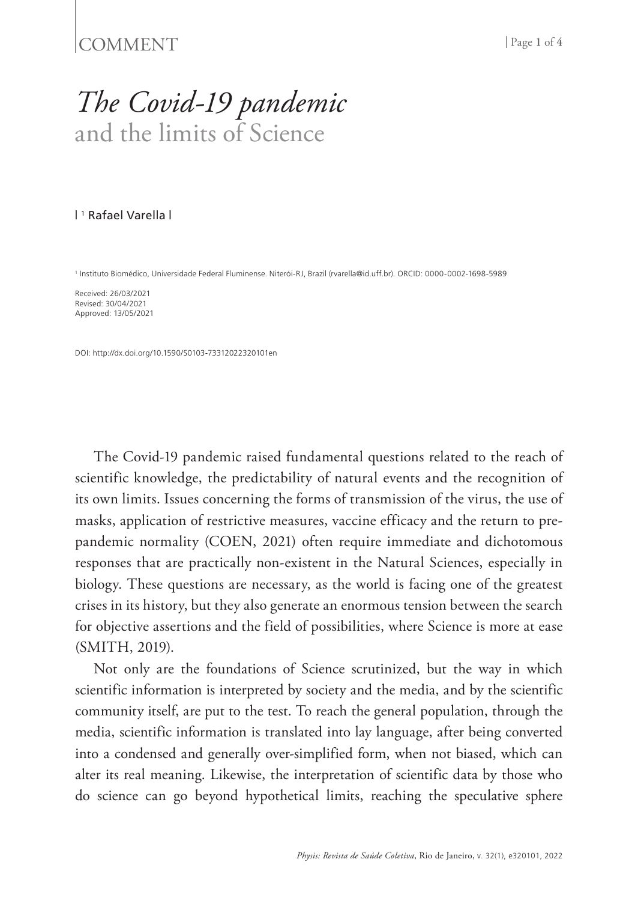COMMENT

# *The Covid-19 pandemic* and the limits of Science

| [1] Rafael Varella |

[1] Instituto Biomédico, Universidade Federal Fluminense. Niterói-RJ, Brazil (rvarella@id.uff.br). ORCID: 0000-0002-1698-5989

Received: 26/03/2021
Revised: 30/04/2021
Approved: 13/05/2021

DOI: http://dx.doi.org/10.1590/S0103-73312022320101en

The Covid-19 pandemic raised fundamental questions related to the reach of scientific knowledge, the predictability of natural events and the recognition of its own limits. Issues concerning the forms of transmission of the virus, the use of masks, application of restrictive measures, vaccine efficacy and the return to pre-pandemic normality (COEN, 2021) often require immediate and dichotomous responses that are practically non-existent in the Natural Sciences, especially in biology. These questions are necessary, as the world is facing one of the greatest crises in its history, but they also generate an enormous tension between the search for objective assertions and the field of possibilities, where Science is more at ease (SMITH, 2019).

Not only are the foundations of Science scrutinized, but the way in which scientific information is interpreted by society and the media, and by the scientific community itself, are put to the test. To reach the general population, through the media, scientific information is translated into lay language, after being converted into a condensed and generally over-simplified form, when not biased, which can alter its real meaning. Likewise, the interpretation of scientific data by those who do science can go beyond hypothetical limits, reaching the speculative sphere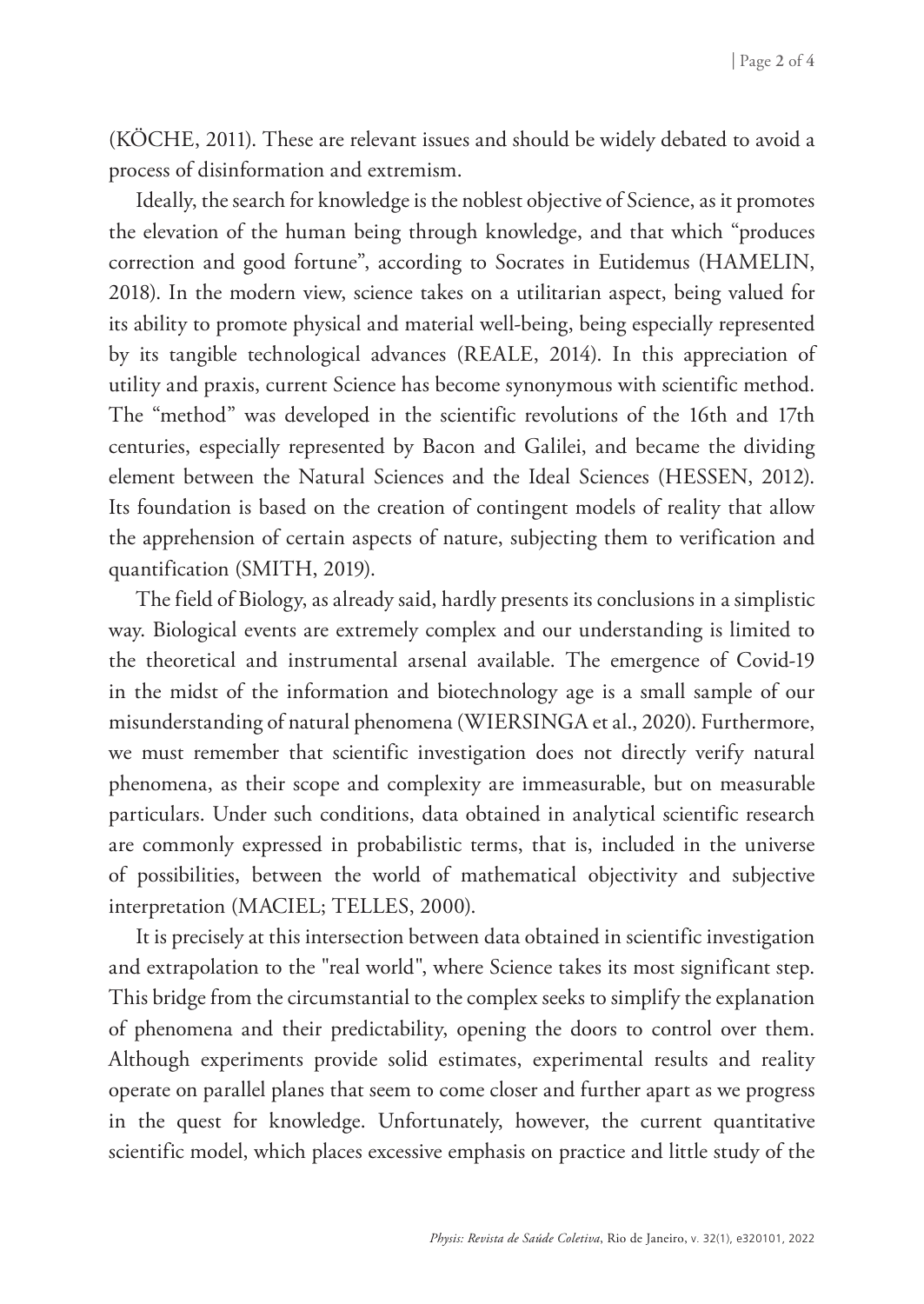(KÖCHE, 2011). These are relevant issues and should be widely debated to avoid a process of disinformation and extremism.

Ideally, the search for knowledge is the noblest objective of Science, as it promotes the elevation of the human being through knowledge, and that which "produces correction and good fortune", according to Socrates in Eutidemus (HAMELIN, 2018). In the modern view, science takes on a utilitarian aspect, being valued for its ability to promote physical and material well-being, being especially represented by its tangible technological advances (REALE, 2014). In this appreciation of utility and praxis, current Science has become synonymous with scientific method. The "method" was developed in the scientific revolutions of the 16th and 17th centuries, especially represented by Bacon and Galilei, and became the dividing element between the Natural Sciences and the Ideal Sciences (HESSEN, 2012). Its foundation is based on the creation of contingent models of reality that allow the apprehension of certain aspects of nature, subjecting them to verification and quantification (SMITH, 2019).

The field of Biology, as already said, hardly presents its conclusions in a simplistic way. Biological events are extremely complex and our understanding is limited to the theoretical and instrumental arsenal available. The emergence of Covid-19 in the midst of the information and biotechnology age is a small sample of our misunderstanding of natural phenomena (WIERSINGA et al., 2020). Furthermore, we must remember that scientific investigation does not directly verify natural phenomena, as their scope and complexity are immeasurable, but on measurable particulars. Under such conditions, data obtained in analytical scientific research are commonly expressed in probabilistic terms, that is, included in the universe of possibilities, between the world of mathematical objectivity and subjective interpretation (MACIEL; TELLES, 2000).

It is precisely at this intersection between data obtained in scientific investigation and extrapolation to the "real world", where Science takes its most significant step. This bridge from the circumstantial to the complex seeks to simplify the explanation of phenomena and their predictability, opening the doors to control over them. Although experiments provide solid estimates, experimental results and reality operate on parallel planes that seem to come closer and further apart as we progress in the quest for knowledge. Unfortunately, however, the current quantitative scientific model, which places excessive emphasis on practice and little study of the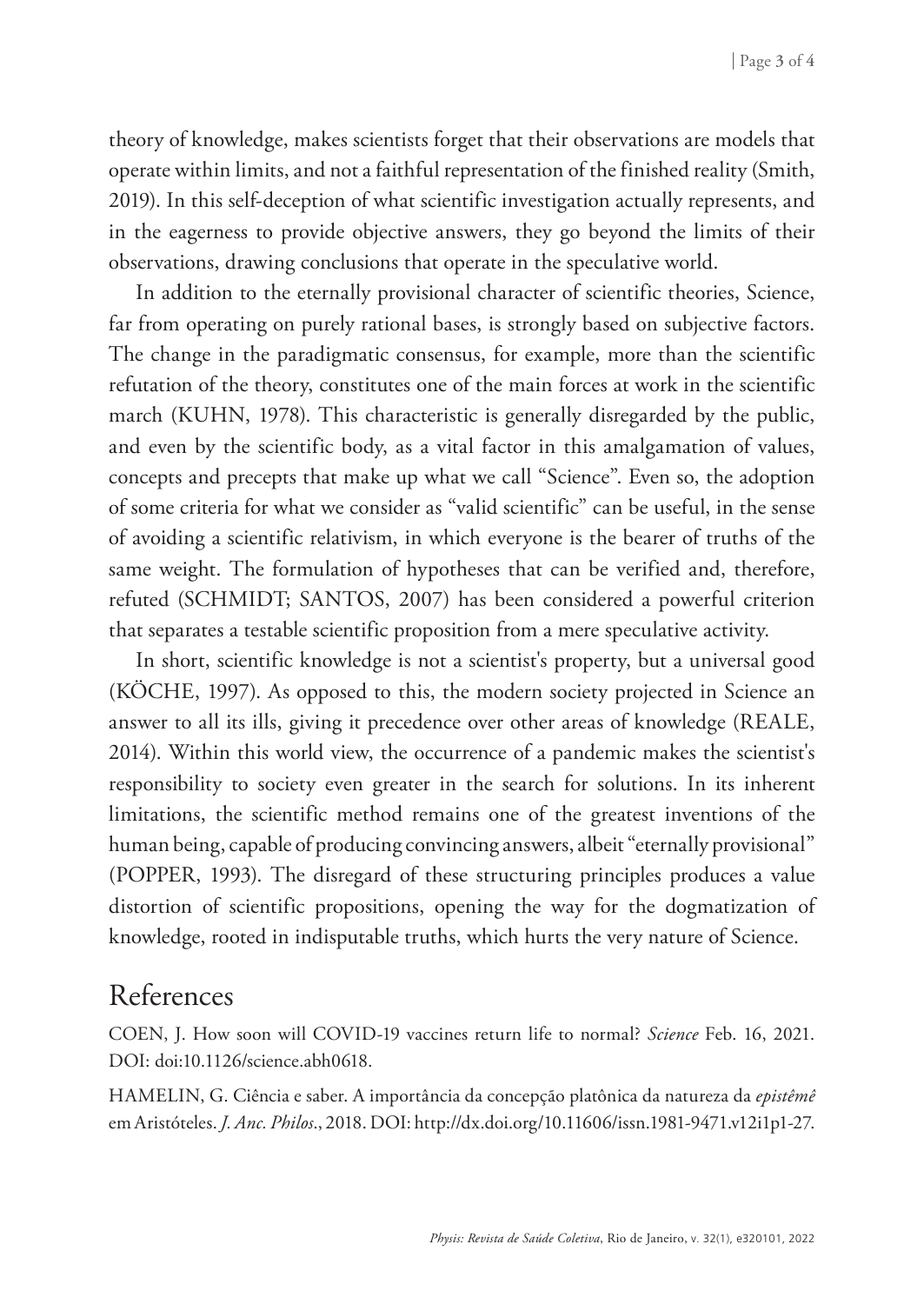theory of knowledge, makes scientists forget that their observations are models that operate within limits, and not a faithful representation of the finished reality (Smith, 2019). In this self-deception of what scientific investigation actually represents, and in the eagerness to provide objective answers, they go beyond the limits of their observations, drawing conclusions that operate in the speculative world.

In addition to the eternally provisional character of scientific theories, Science, far from operating on purely rational bases, is strongly based on subjective factors. The change in the paradigmatic consensus, for example, more than the scientific refutation of the theory, constitutes one of the main forces at work in the scientific march (KUHN, 1978). This characteristic is generally disregarded by the public, and even by the scientific body, as a vital factor in this amalgamation of values, concepts and precepts that make up what we call "Science". Even so, the adoption of some criteria for what we consider as "valid scientific" can be useful, in the sense of avoiding a scientific relativism, in which everyone is the bearer of truths of the same weight. The formulation of hypotheses that can be verified and, therefore, refuted (SCHMIDT; SANTOS, 2007) has been considered a powerful criterion that separates a testable scientific proposition from a mere speculative activity.

In short, scientific knowledge is not a scientist's property, but a universal good (KÖCHE, 1997). As opposed to this, the modern society projected in Science an answer to all its ills, giving it precedence over other areas of knowledge (REALE, 2014). Within this world view, the occurrence of a pandemic makes the scientist's responsibility to society even greater in the search for solutions. In its inherent limitations, the scientific method remains one of the greatest inventions of the human being, capable of producing convincing answers, albeit "eternally provisional" (POPPER, 1993). The disregard of these structuring principles produces a value distortion of scientific propositions, opening the way for the dogmatization of knowledge, rooted in indisputable truths, which hurts the very nature of Science.

## References

COEN, J. How soon will COVID-19 vaccines return life to normal? *Science* Feb. 16, 2021. DOI: doi:10.1126/science.abh0618.

HAMELIN, G. Ciência e saber. A importância da concepção platônica da natureza da *epistêmê* em Aristóteles. *J. Anc. Philos*., 2018. DOI: http://dx.doi.org/10.11606/issn.1981-9471.v12i1p1-27.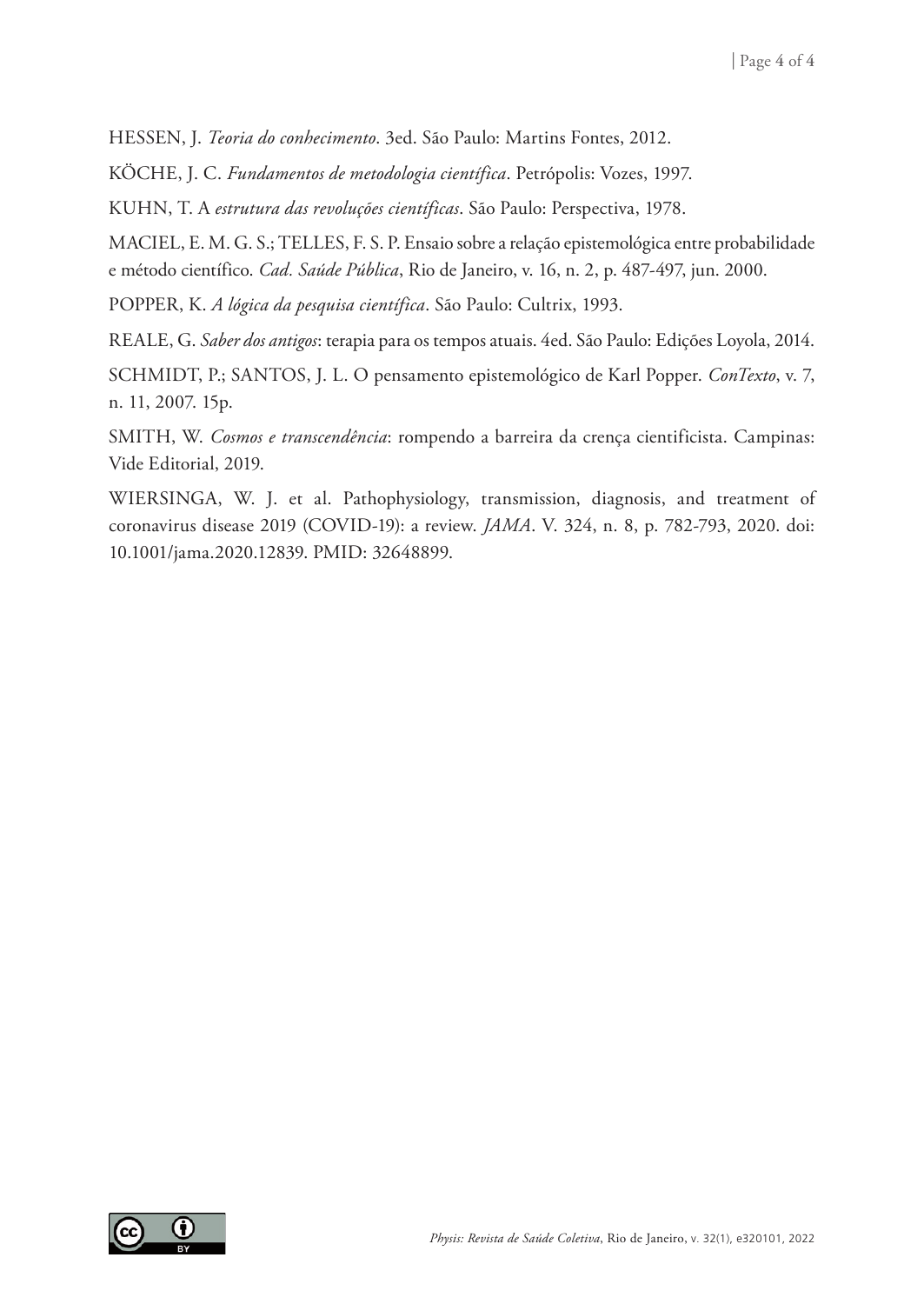HESSEN, J. *Teoria do conhecimento*. 3ed. São Paulo: Martins Fontes, 2012.

KÖCHE, J. C. *Fundamentos de metodologia científica*. Petrópolis: Vozes, 1997.

KUHN, T. A *estrutura das revoluções científicas*. São Paulo: Perspectiva, 1978.

MACIEL, E. M. G. S.; TELLES, F. S. P. Ensaio sobre a relação epistemológica entre probabilidade e método científico. *Cad. Saúde Pública*, Rio de Janeiro, v. 16, n. 2, p. 487-497, jun. 2000.

POPPER, K. *A lógica da pesquisa científica*. São Paulo: Cultrix, 1993.

REALE, G. *Saber dos antigos*: terapia para os tempos atuais. 4ed. São Paulo: Edições Loyola, 2014.

SCHMIDT, P.; SANTOS, J. L. O pensamento epistemológico de Karl Popper. *ConTexto*, v. 7, n. 11, 2007. 15p.

SMITH, W. *Cosmos e transcendência*: rompendo a barreira da crença cientificista. Campinas: Vide Editorial, 2019.

WIERSINGA, W. J. et al. Pathophysiology, transmission, diagnosis, and treatment of coronavirus disease 2019 (COVID-19): a review. *JAMA*. V. 324, n. 8, p. 782-793, 2020. doi: 10.1001/jama.2020.12839. PMID: 32648899.